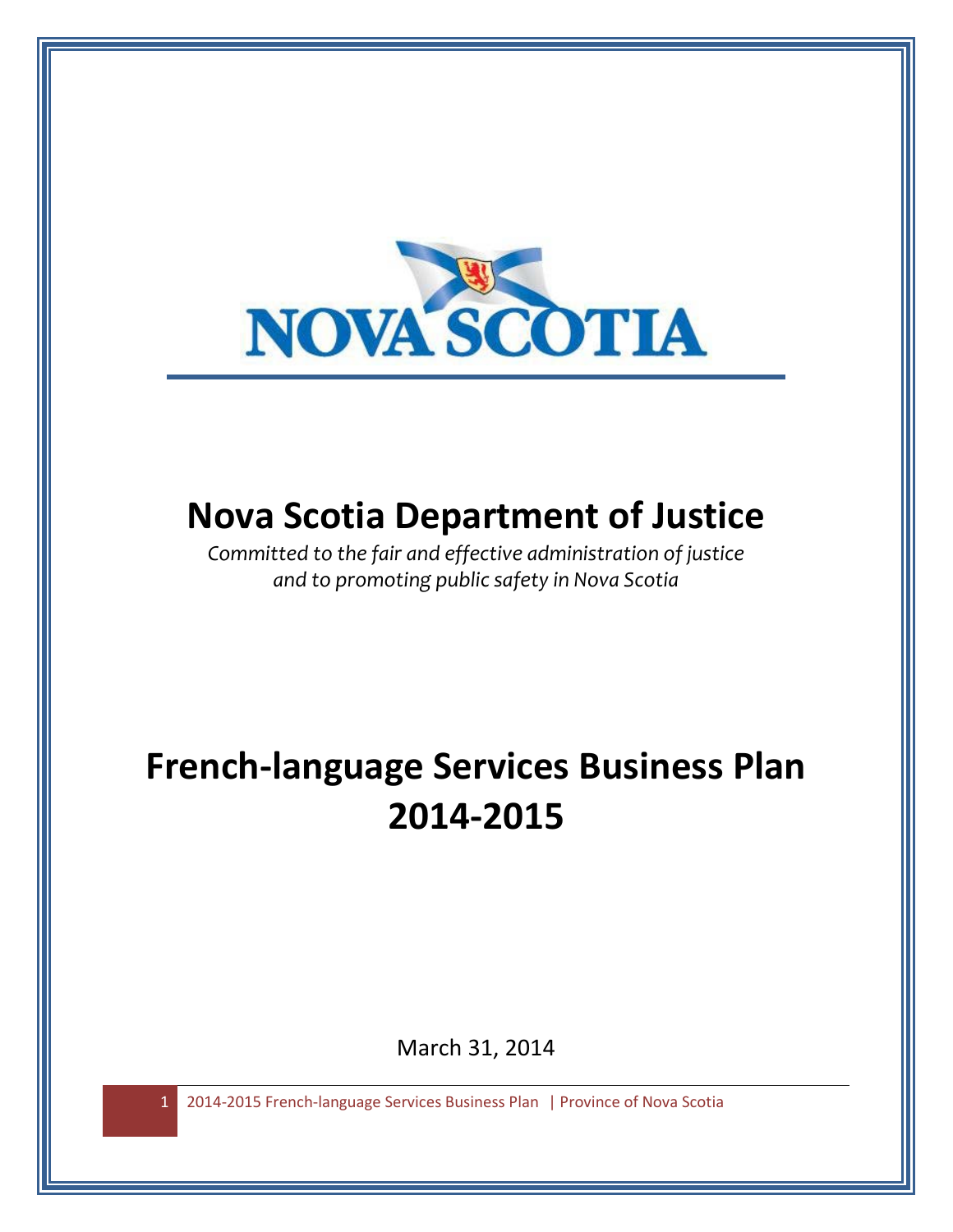NOVA SCOTIA

# Nova Scotia Department of Justice

*Committed to the fair and effective administration of justice and to promoting public safety in Nova Scotia*

# French-language Services Business Plan 2014-2015

March 31, 2014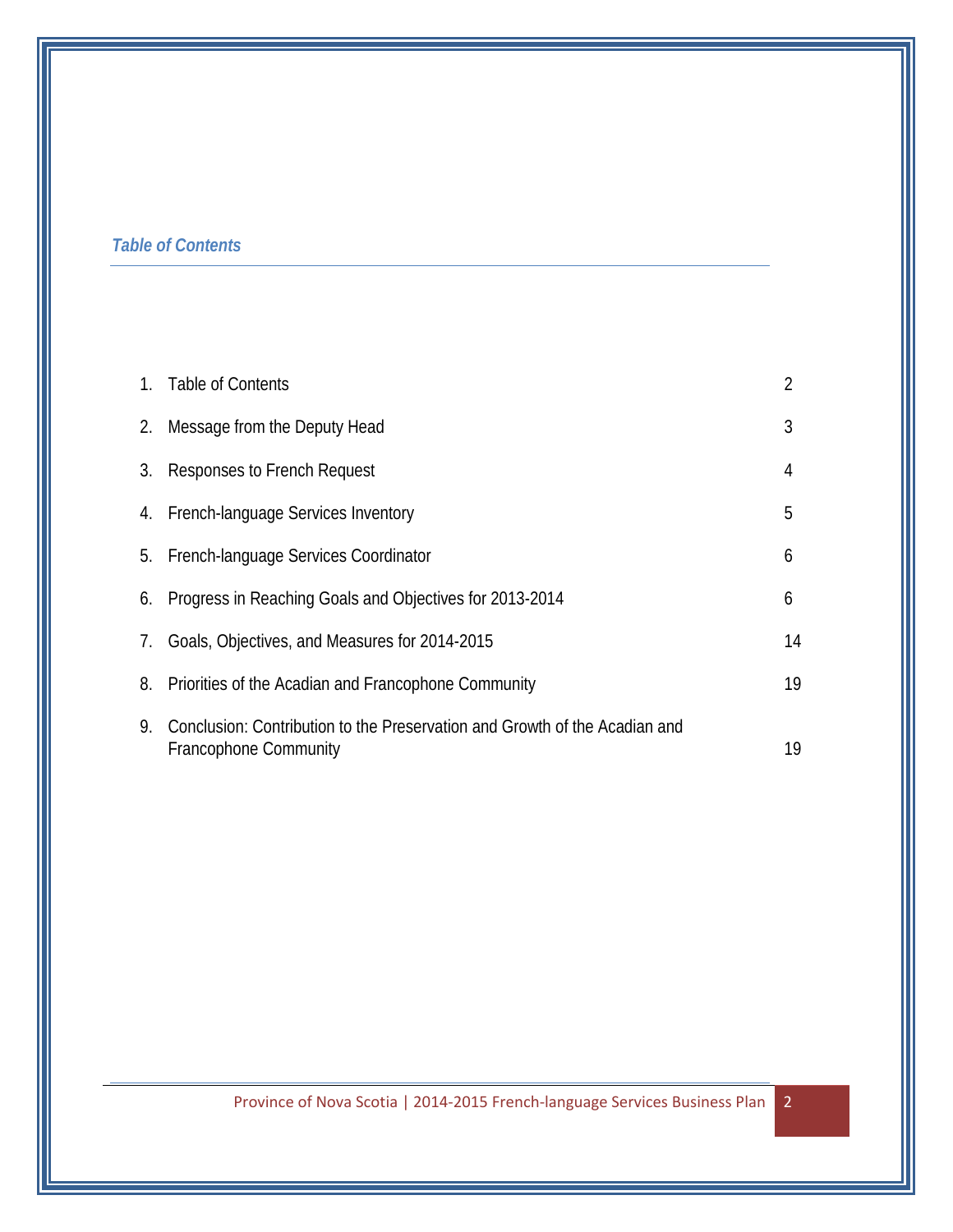## *Table of Contents*

| | | |
|---|---|---|
| 1. | Table of Contents | 2 |
| 2. | Message from the Deputy Head | 3 |
| 3. | Responses to French Request | 4 |
| 4. | French-language Services Inventory | 5 |
| 5. | French-language Services Coordinator | 6 |
| 6. | Progress in Reaching Goals and Objectives for 2013-2014 | 6 |
| 7. | Goals, Objectives, and Measures for 2014-2015 | 14 |
| 8. | Priorities of the Acadian and Francophone Community | 19 |
| 9. | Conclusion: Contribution to the Preservation and Growth of the Acadian and Francophone Community | 19 |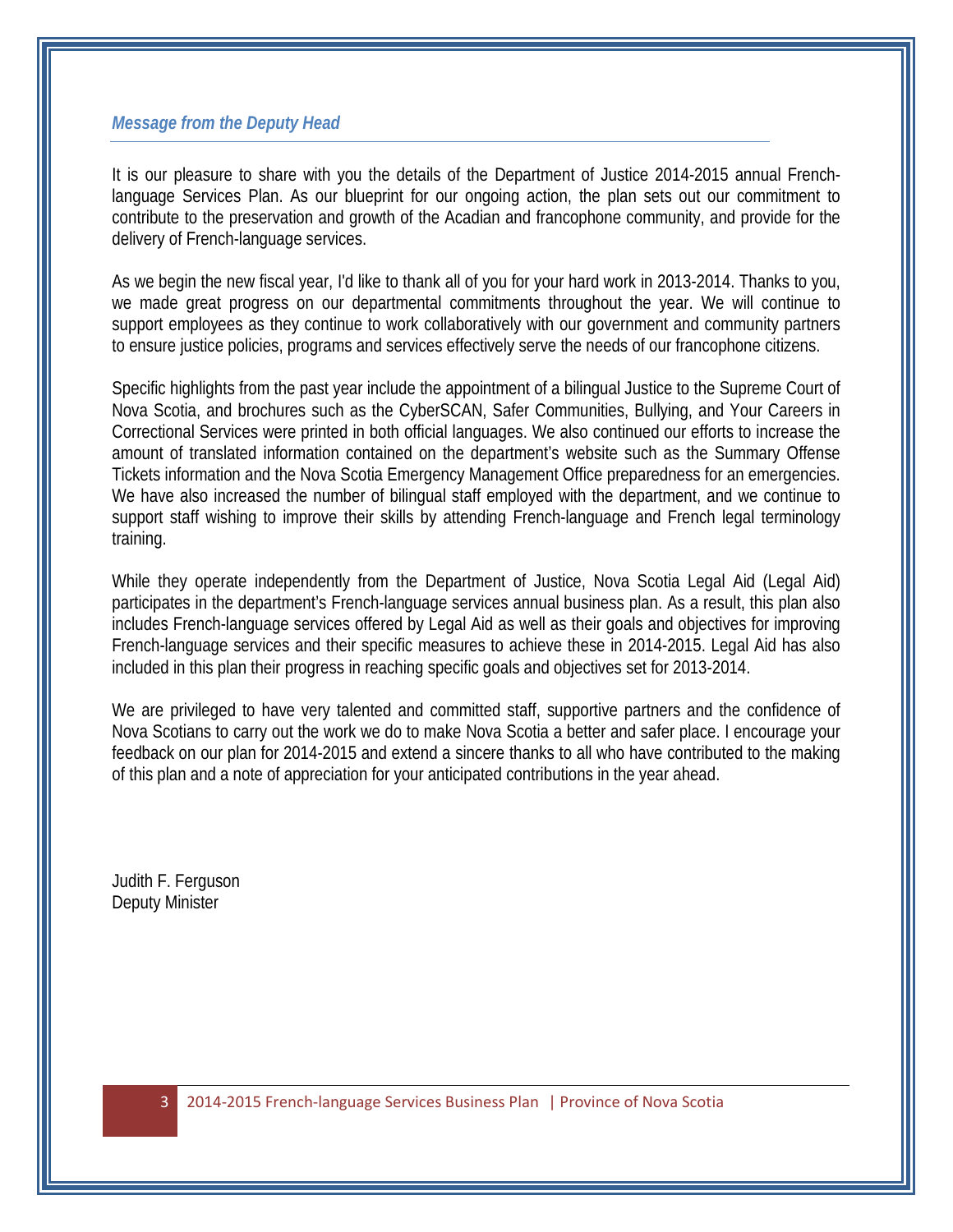## *Message from the Deputy Head*

It is our pleasure to share with you the details of the Department of Justice 2014-2015 annual French-language Services Plan. As our blueprint for our ongoing action, the plan sets out our commitment to contribute to the preservation and growth of the Acadian and francophone community, and provide for the delivery of French-language services.

As we begin the new fiscal year, I'd like to thank all of you for your hard work in 2013-2014. Thanks to you, we made great progress on our departmental commitments throughout the year. We will continue to support employees as they continue to work collaboratively with our government and community partners to ensure justice policies, programs and services effectively serve the needs of our francophone citizens.

Specific highlights from the past year include the appointment of a bilingual Justice to the Supreme Court of Nova Scotia, and brochures such as the CyberSCAN, Safer Communities, Bullying, and Your Careers in Correctional Services were printed in both official languages. We also continued our efforts to increase the amount of translated information contained on the department's website such as the Summary Offense Tickets information and the Nova Scotia Emergency Management Office preparedness for an emergencies. We have also increased the number of bilingual staff employed with the department, and we continue to support staff wishing to improve their skills by attending French-language and French legal terminology training.

While they operate independently from the Department of Justice, Nova Scotia Legal Aid (Legal Aid) participates in the department's French-language services annual business plan. As a result, this plan also includes French-language services offered by Legal Aid as well as their goals and objectives for improving French-language services and their specific measures to achieve these in 2014-2015. Legal Aid has also included in this plan their progress in reaching specific goals and objectives set for 2013-2014.

We are privileged to have very talented and committed staff, supportive partners and the confidence of Nova Scotians to carry out the work we do to make Nova Scotia a better and safer place. I encourage your feedback on our plan for 2014-2015 and extend a sincere thanks to all who have contributed to the making of this plan and a note of appreciation for your anticipated contributions in the year ahead.

Judith F. Ferguson
Deputy Minister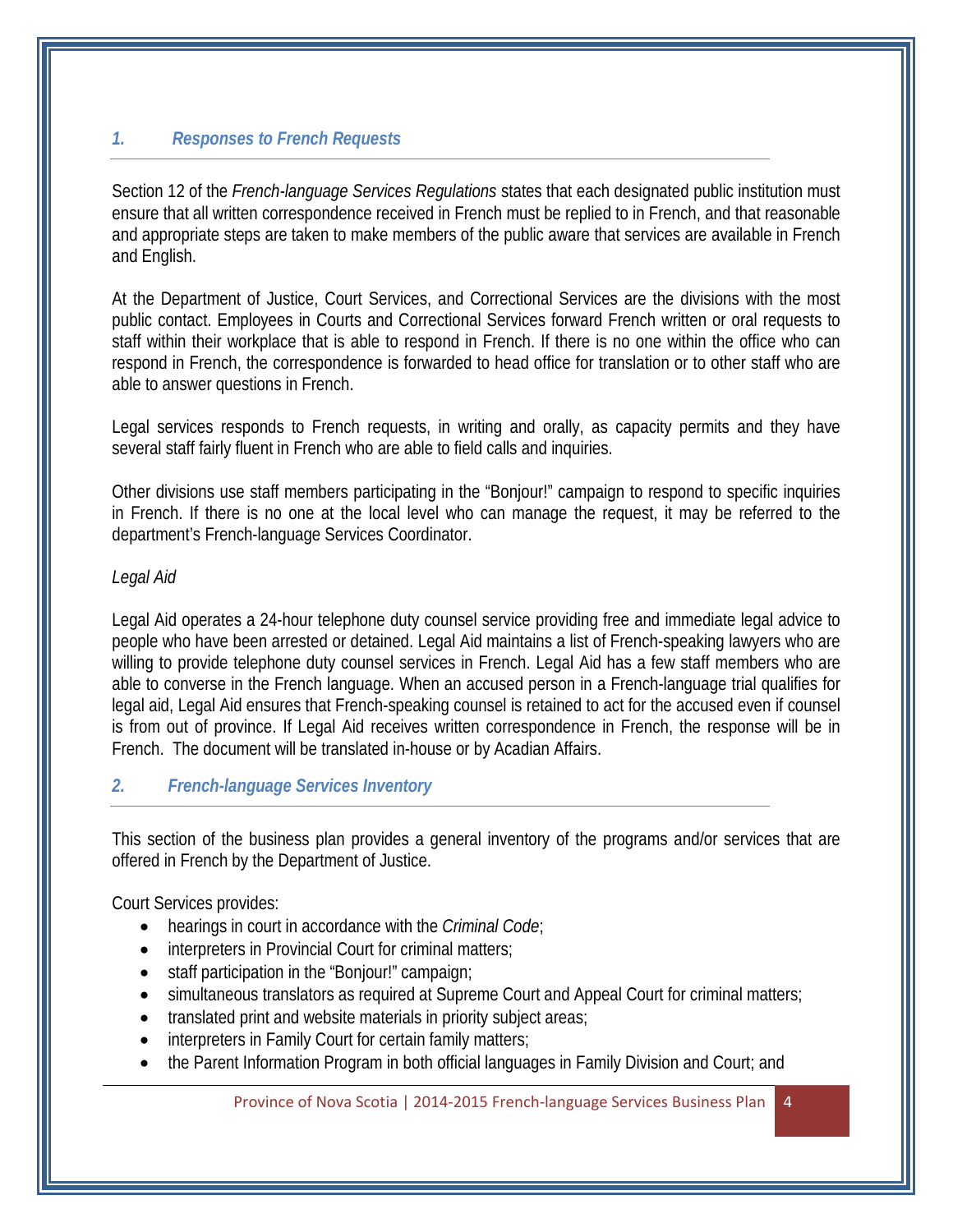## *1. Responses to French Requests*

Section 12 of the *French-language Services Regulations* states that each designated public institution must ensure that all written correspondence received in French must be replied to in French, and that reasonable and appropriate steps are taken to make members of the public aware that services are available in French and English.

At the Department of Justice, Court Services, and Correctional Services are the divisions with the most public contact. Employees in Courts and Correctional Services forward French written or oral requests to staff within their workplace that is able to respond in French. If there is no one within the office who can respond in French, the correspondence is forwarded to head office for translation or to other staff who are able to answer questions in French.

Legal services responds to French requests, in writing and orally, as capacity permits and they have several staff fairly fluent in French who are able to field calls and inquiries.

Other divisions use staff members participating in the "Bonjour!" campaign to respond to specific inquiries in French. If there is no one at the local level who can manage the request, it may be referred to the department's French-language Services Coordinator.

*Legal Aid*

Legal Aid operates a 24-hour telephone duty counsel service providing free and immediate legal advice to people who have been arrested or detained. Legal Aid maintains a list of French-speaking lawyers who are willing to provide telephone duty counsel services in French. Legal Aid has a few staff members who are able to converse in the French language. When an accused person in a French-language trial qualifies for legal aid, Legal Aid ensures that French-speaking counsel is retained to act for the accused even if counsel is from out of province. If Legal Aid receives written correspondence in French, the response will be in French. The document will be translated in-house or by Acadian Affairs.

## *2. French-language Services Inventory*

This section of the business plan provides a general inventory of the programs and/or services that are offered in French by the Department of Justice.

Court Services provides:

- hearings in court in accordance with the *Criminal Code*;
- interpreters in Provincial Court for criminal matters;
- staff participation in the "Bonjour!" campaign;
- simultaneous translators as required at Supreme Court and Appeal Court for criminal matters;
- translated print and website materials in priority subject areas;
- interpreters in Family Court for certain family matters;
- the Parent Information Program in both official languages in Family Division and Court; and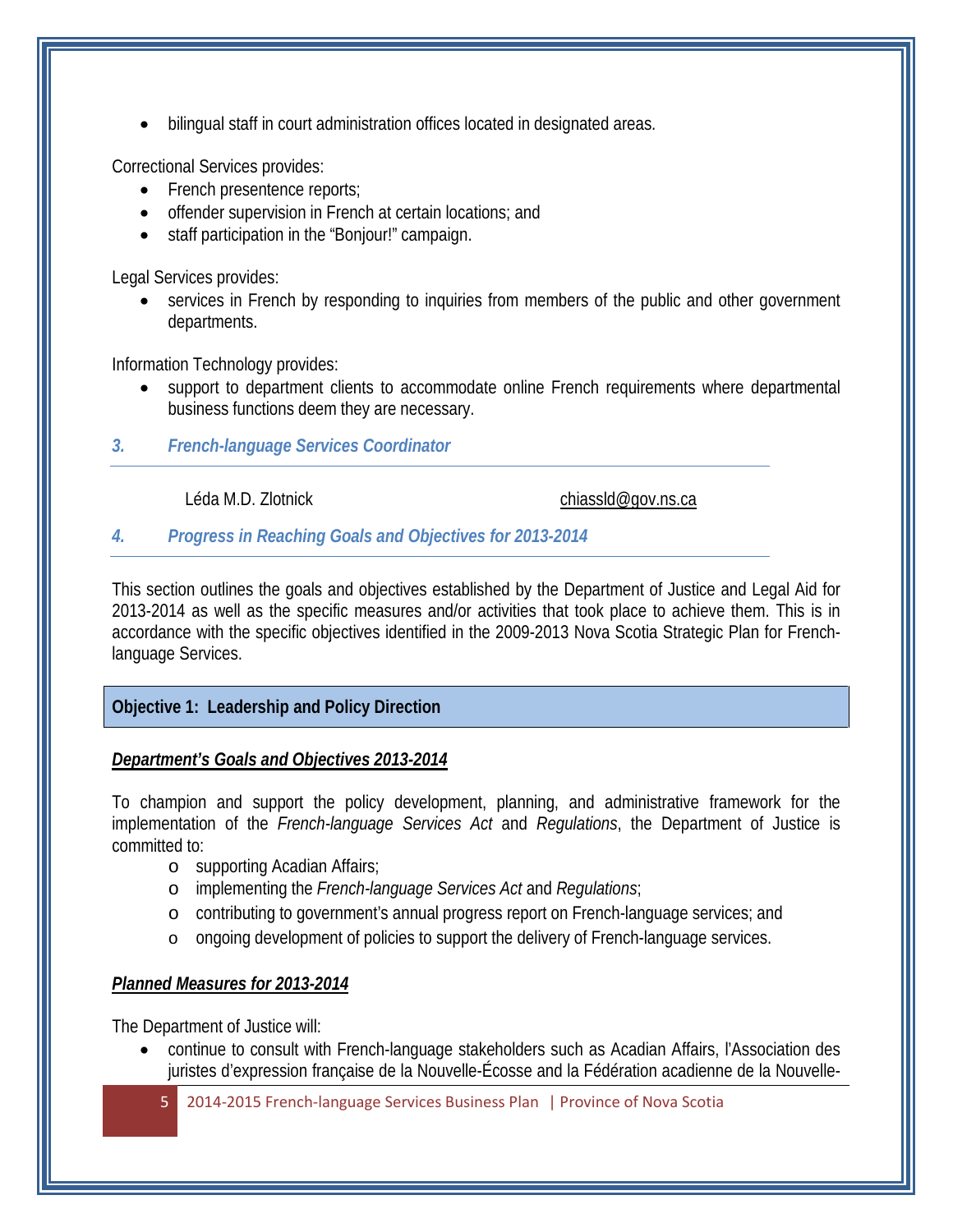- bilingual staff in court administration offices located in designated areas.

Correctional Services provides:

- French presentence reports;
- offender supervision in French at certain locations; and
- staff participation in the "Bonjour!" campaign.

Legal Services provides:

- services in French by responding to inquiries from members of the public and other government departments.

Information Technology provides:

- support to department clients to accommodate online French requirements where departmental business functions deem they are necessary.

### *3. French-language Services Coordinator*

Léda M.D. Zlotnick chiassld@gov.ns.ca

### *4. Progress in Reaching Goals and Objectives for 2013-2014*

This section outlines the goals and objectives established by the Department of Justice and Legal Aid for 2013-2014 as well as the specific measures and/or activities that took place to achieve them. This is in accordance with the specific objectives identified in the 2009-2013 Nova Scotia Strategic Plan for French-language Services.

**Objective 1: Leadership and Policy Direction**

***Department's Goals and Objectives 2013-2014***

To champion and support the policy development, planning, and administrative framework for the implementation of the *French-language Services Act* and *Regulations*, the Department of Justice is committed to:

- supporting Acadian Affairs;
- implementing the *French-language Services Act* and *Regulations*;
- contributing to government's annual progress report on French-language services; and
- ongoing development of policies to support the delivery of French-language services.

***Planned Measures for 2013-2014***

The Department of Justice will:

- continue to consult with French-language stakeholders such as Acadian Affairs, l'Association des juristes d'expression française de la Nouvelle-Écosse and la Fédération acadienne de la Nouvelle-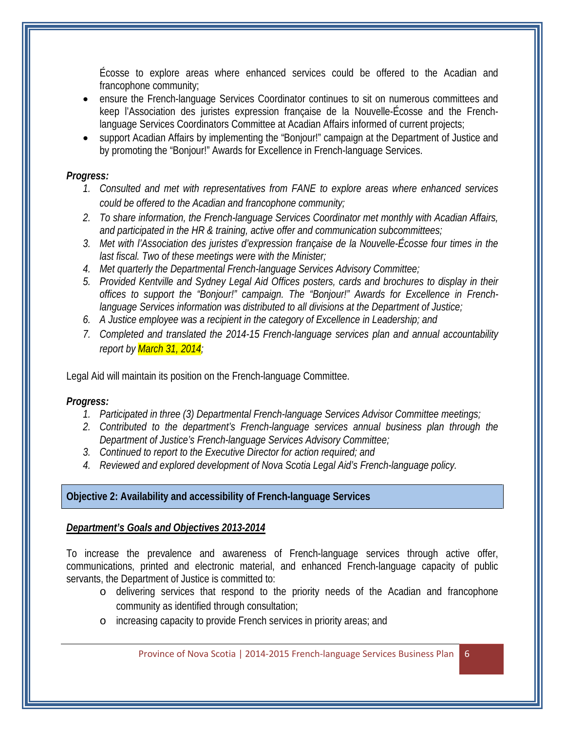Écosse to explore areas where enhanced services could be offered to the Acadian and francophone community;

- ensure the French-language Services Coordinator continues to sit on numerous committees and keep l'Association des juristes expression française de la Nouvelle-Écosse and the French-language Services Coordinators Committee at Acadian Affairs informed of current projects;
- support Acadian Affairs by implementing the "Bonjour!" campaign at the Department of Justice and by promoting the "Bonjour!" Awards for Excellence in French-language Services.

***Progress:***

1. *Consulted and met with representatives from FANE to explore areas where enhanced services could be offered to the Acadian and francophone community;*
2. *To share information, the French-language Services Coordinator met monthly with Acadian Affairs, and participated in the HR & training, active offer and communication subcommittees;*
3. *Met with l'Association des juristes d'expression française de la Nouvelle-Écosse four times in the last fiscal. Two of these meetings were with the Minister;*
4. *Met quarterly the Departmental French-language Services Advisory Committee;*
5. *Provided Kentville and Sydney Legal Aid Offices posters, cards and brochures to display in their offices to support the "Bonjour!" campaign. The "Bonjour!" Awards for Excellence in French-language Services information was distributed to all divisions at the Department of Justice;*
6. *A Justice employee was a recipient in the category of Excellence in Leadership; and*
7. *Completed and translated the 2014-15 French-language services plan and annual accountability report by March 31, 2014;*

Legal Aid will maintain its position on the French-language Committee.

***Progress:***

1. *Participated in three (3) Departmental French-language Services Advisor Committee meetings;*
2. *Contributed to the department's French-language services annual business plan through the Department of Justice's French-language Services Advisory Committee;*
3. *Continued to report to the Executive Director for action required; and*
4. *Reviewed and explored development of Nova Scotia Legal Aid's French-language policy.*

## Objective 2: Availability and accessibility of French-language Services

***Department's Goals and Objectives 2013-2014***

To increase the prevalence and awareness of French-language services through active offer, communications, printed and electronic material, and enhanced French-language capacity of public servants, the Department of Justice is committed to:

- delivering services that respond to the priority needs of the Acadian and francophone community as identified through consultation;
- increasing capacity to provide French services in priority areas; and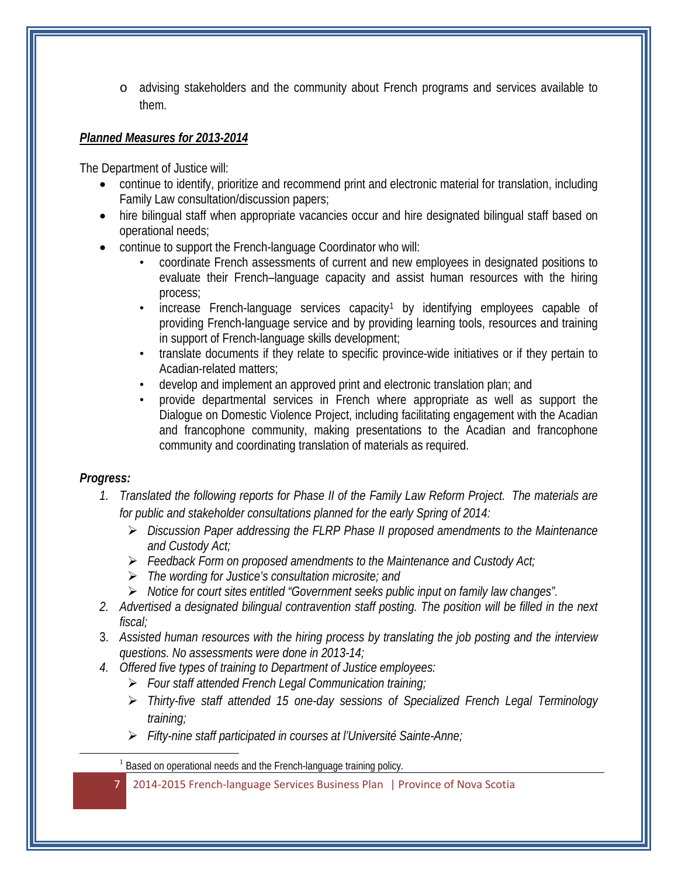- advising stakeholders and the community about French programs and services available to them.

***Planned Measures for 2013-2014***

The Department of Justice will:

- continue to identify, prioritize and recommend print and electronic material for translation, including Family Law consultation/discussion papers;
- hire bilingual staff when appropriate vacancies occur and hire designated bilingual staff based on operational needs;
- continue to support the French-language Coordinator who will:
  - coordinate French assessments of current and new employees in designated positions to evaluate their French–language capacity and assist human resources with the hiring process;
  - increase French-language services capacity[1] by identifying employees capable of providing French-language service and by providing learning tools, resources and training in support of French-language skills development;
  - translate documents if they relate to specific province-wide initiatives or if they pertain to Acadian-related matters;
  - develop and implement an approved print and electronic translation plan; and
  - provide departmental services in French where appropriate as well as support the Dialogue on Domestic Violence Project, including facilitating engagement with the Acadian and francophone community, making presentations to the Acadian and francophone community and coordinating translation of materials as required.

***Progress:***

1. *Translated the following reports for Phase II of the Family Law Reform Project. The materials are for public and stakeholder consultations planned for the early Spring of 2014:*
   - *Discussion Paper addressing the FLRP Phase II proposed amendments to the Maintenance and Custody Act;*
   - *Feedback Form on proposed amendments to the Maintenance and Custody Act;*
   - *The wording for Justice's consultation microsite; and*
   - *Notice for court sites entitled "Government seeks public input on family law changes".*
2. *Advertised a designated bilingual contravention staff posting. The position will be filled in the next fiscal;*
3. *Assisted human resources with the hiring process by translating the job posting and the interview questions. No assessments were done in 2013-14;*
4. *Offered five types of training to Department of Justice employees:*
   - *Four staff attended French Legal Communication training;*
   - *Thirty-five staff attended 15 one-day sessions of Specialized French Legal Terminology training;*
   - *Fifty-nine staff participated in courses at l'Université Sainte-Anne;*

[1] Based on operational needs and the French-language training policy.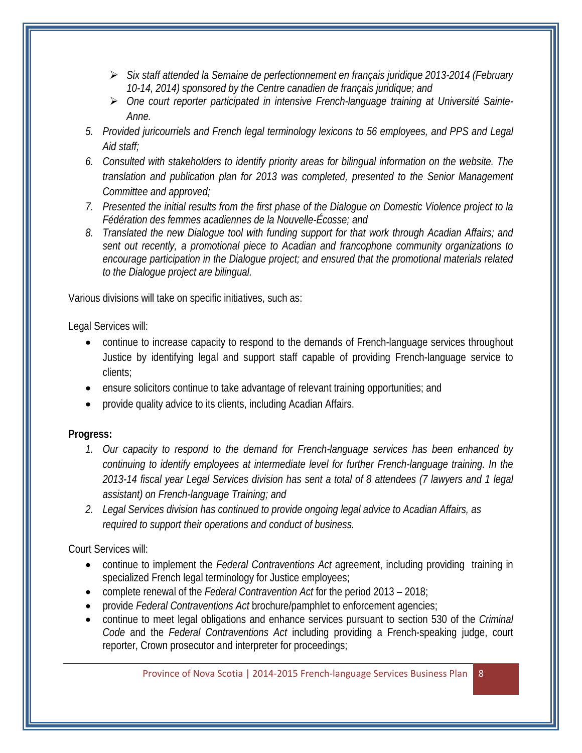- *Six staff attended la Semaine de perfectionnement en français juridique 2013-2014 (February 10-14, 2014) sponsored by the Centre canadien de français juridique; and*
   - *One court reporter participated in intensive French-language training at Université Sainte-Anne.*
5. *Provided juricourriels and French legal terminology lexicons to 56 employees, and PPS and Legal Aid staff;*
6. *Consulted with stakeholders to identify priority areas for bilingual information on the website. The translation and publication plan for 2013 was completed, presented to the Senior Management Committee and approved;*
7. *Presented the initial results from the first phase of the Dialogue on Domestic Violence project to la Fédération des femmes acadiennes de la Nouvelle-Écosse; and*
8. *Translated the new Dialogue tool with funding support for that work through Acadian Affairs; and sent out recently, a promotional piece to Acadian and francophone community organizations to encourage participation in the Dialogue project; and ensured that the promotional materials related to the Dialogue project are bilingual.*

Various divisions will take on specific initiatives, such as:

Legal Services will:

- continue to increase capacity to respond to the demands of French-language services throughout Justice by identifying legal and support staff capable of providing French-language service to clients;
- ensure solicitors continue to take advantage of relevant training opportunities; and
- provide quality advice to its clients, including Acadian Affairs.

**Progress:**

1. *Our capacity to respond to the demand for French-language services has been enhanced by continuing to identify employees at intermediate level for further French-language training. In the 2013-14 fiscal year Legal Services division has sent a total of 8 attendees (7 lawyers and 1 legal assistant) on French-language Training; and*
2. *Legal Services division has continued to provide ongoing legal advice to Acadian Affairs, as required to support their operations and conduct of business.*

Court Services will:

- continue to implement the *Federal Contraventions Act* agreement, including providing training in specialized French legal terminology for Justice employees;
- complete renewal of the *Federal Contravention Act* for the period 2013 – 2018;
- provide *Federal Contraventions Act* brochure/pamphlet to enforcement agencies;
- continue to meet legal obligations and enhance services pursuant to section 530 of the *Criminal Code* and the *Federal Contraventions Act* including providing a French-speaking judge, court reporter, Crown prosecutor and interpreter for proceedings;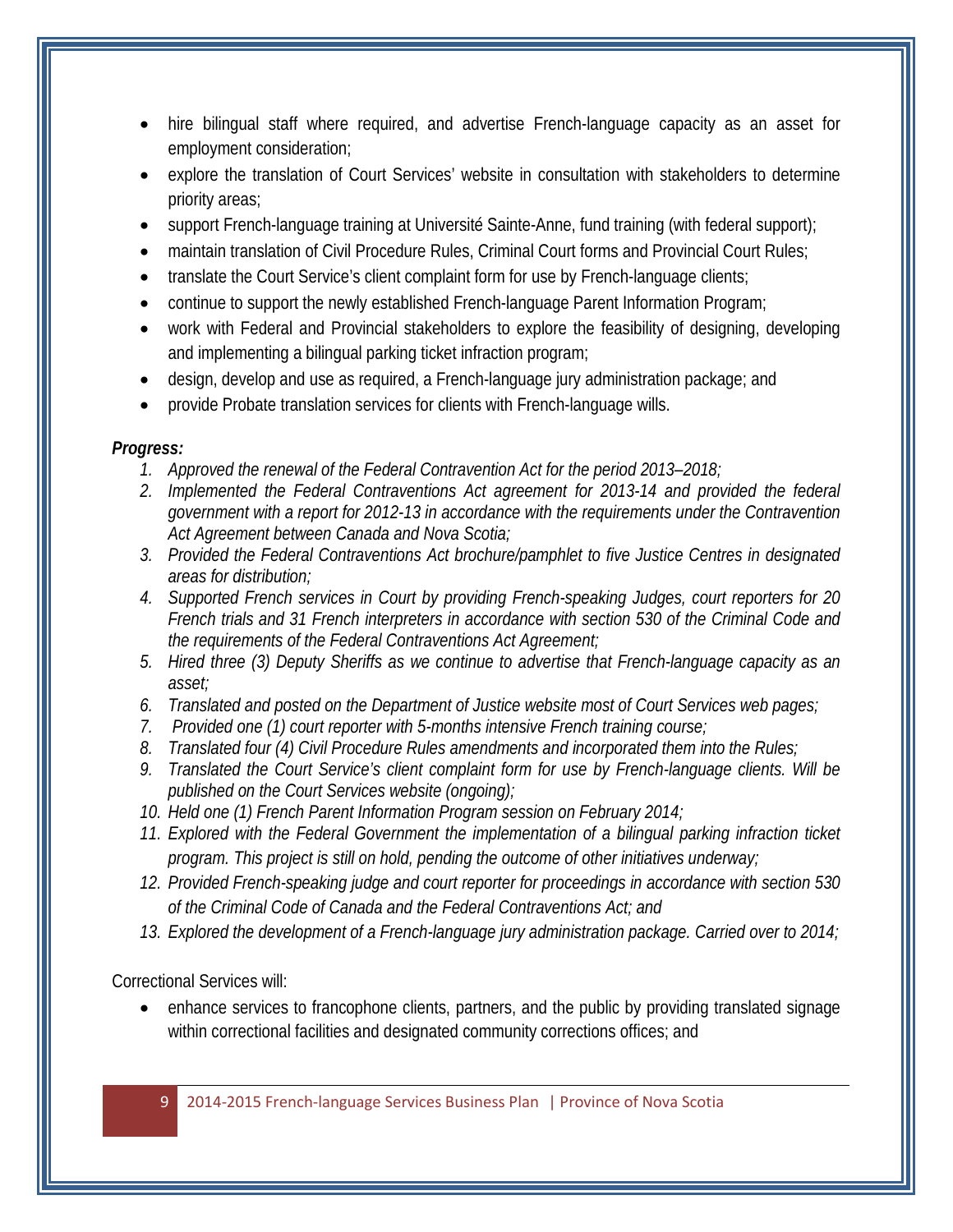- hire bilingual staff where required, and advertise French-language capacity as an asset for employment consideration;
- explore the translation of Court Services' website in consultation with stakeholders to determine priority areas;
- support French-language training at Université Sainte-Anne, fund training (with federal support);
- maintain translation of Civil Procedure Rules, Criminal Court forms and Provincial Court Rules;
- translate the Court Service's client complaint form for use by French-language clients;
- continue to support the newly established French-language Parent Information Program;
- work with Federal and Provincial stakeholders to explore the feasibility of designing, developing and implementing a bilingual parking ticket infraction program;
- design, develop and use as required, a French-language jury administration package; and
- provide Probate translation services for clients with French-language wills.

***Progress:***

1. *Approved the renewal of the Federal Contravention Act for the period 2013–2018;*
2. *Implemented the Federal Contraventions Act agreement for 2013-14 and provided the federal government with a report for 2012-13 in accordance with the requirements under the Contravention Act Agreement between Canada and Nova Scotia;*
3. *Provided the Federal Contraventions Act brochure/pamphlet to five Justice Centres in designated areas for distribution;*
4. *Supported French services in Court by providing French-speaking Judges, court reporters for 20 French trials and 31 French interpreters in accordance with section 530 of the Criminal Code and the requirements of the Federal Contraventions Act Agreement;*
5. *Hired three (3) Deputy Sheriffs as we continue to advertise that French-language capacity as an asset;*
6. *Translated and posted on the Department of Justice website most of Court Services web pages;*
7. *Provided one (1) court reporter with 5-months intensive French training course;*
8. *Translated four (4) Civil Procedure Rules amendments and incorporated them into the Rules;*
9. *Translated the Court Service's client complaint form for use by French-language clients. Will be published on the Court Services website (ongoing);*
10. *Held one (1) French Parent Information Program session on February 2014;*
11. *Explored with the Federal Government the implementation of a bilingual parking infraction ticket program. This project is still on hold, pending the outcome of other initiatives underway;*
12. *Provided French-speaking judge and court reporter for proceedings in accordance with section 530 of the Criminal Code of Canada and the Federal Contraventions Act; and*
13. *Explored the development of a French-language jury administration package. Carried over to 2014;*

Correctional Services will:

- enhance services to francophone clients, partners, and the public by providing translated signage within correctional facilities and designated community corrections offices; and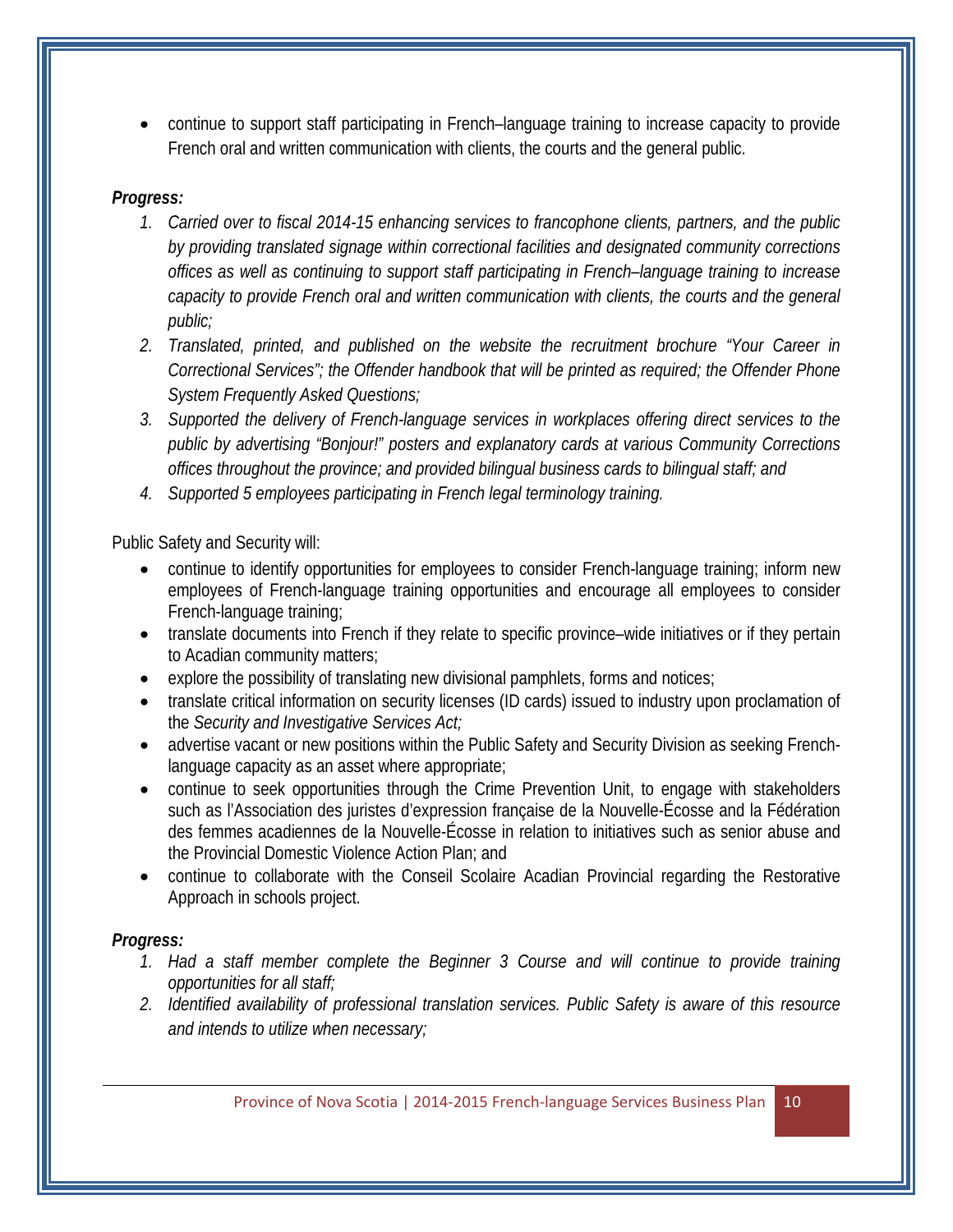- continue to support staff participating in French–language training to increase capacity to provide French oral and written communication with clients, the courts and the general public.

***Progress:***

1. *Carried over to fiscal 2014-15 enhancing services to francophone clients, partners, and the public by providing translated signage within correctional facilities and designated community corrections offices as well as continuing to support staff participating in French–language training to increase capacity to provide French oral and written communication with clients, the courts and the general public;*
2. *Translated, printed, and published on the website the recruitment brochure "Your Career in Correctional Services"; the Offender handbook that will be printed as required; the Offender Phone System Frequently Asked Questions;*
3. *Supported the delivery of French-language services in workplaces offering direct services to the public by advertising "Bonjour!" posters and explanatory cards at various Community Corrections offices throughout the province; and provided bilingual business cards to bilingual staff; and*
4. *Supported 5 employees participating in French legal terminology training.*

Public Safety and Security will:

- continue to identify opportunities for employees to consider French-language training; inform new employees of French-language training opportunities and encourage all employees to consider French-language training;
- translate documents into French if they relate to specific province–wide initiatives or if they pertain to Acadian community matters;
- explore the possibility of translating new divisional pamphlets, forms and notices;
- translate critical information on security licenses (ID cards) issued to industry upon proclamation of the *Security and Investigative Services Act;*
- advertise vacant or new positions within the Public Safety and Security Division as seeking French-language capacity as an asset where appropriate;
- continue to seek opportunities through the Crime Prevention Unit, to engage with stakeholders such as l'Association des juristes d'expression française de la Nouvelle-Écosse and la Fédération des femmes acadiennes de la Nouvelle-Écosse in relation to initiatives such as senior abuse and the Provincial Domestic Violence Action Plan; and
- continue to collaborate with the Conseil Scolaire Acadian Provincial regarding the Restorative Approach in schools project.

***Progress:***

1. *Had a staff member complete the Beginner 3 Course and will continue to provide training opportunities for all staff;*
2. *Identified availability of professional translation services. Public Safety is aware of this resource and intends to utilize when necessary;*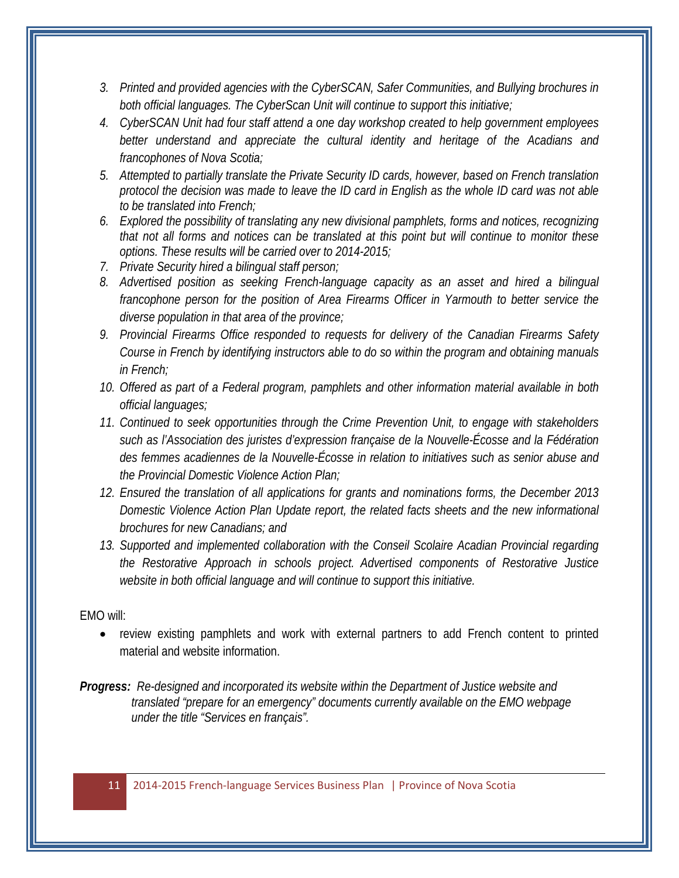3. *Printed and provided agencies with the CyberSCAN, Safer Communities, and Bullying brochures in both official languages. The CyberScan Unit will continue to support this initiative;*
4. *CyberSCAN Unit had four staff attend a one day workshop created to help government employees better understand and appreciate the cultural identity and heritage of the Acadians and francophones of Nova Scotia;*
5. *Attempted to partially translate the Private Security ID cards, however, based on French translation protocol the decision was made to leave the ID card in English as the whole ID card was not able to be translated into French;*
6. *Explored the possibility of translating any new divisional pamphlets, forms and notices, recognizing that not all forms and notices can be translated at this point but will continue to monitor these options. These results will be carried over to 2014-2015;*
7. *Private Security hired a bilingual staff person;*
8. *Advertised position as seeking French-language capacity as an asset and hired a bilingual francophone person for the position of Area Firearms Officer in Yarmouth to better service the diverse population in that area of the province;*
9. *Provincial Firearms Office responded to requests for delivery of the Canadian Firearms Safety Course in French by identifying instructors able to do so within the program and obtaining manuals in French;*
10. *Offered as part of a Federal program, pamphlets and other information material available in both official languages;*
11. *Continued to seek opportunities through the Crime Prevention Unit, to engage with stakeholders such as l'Association des juristes d'expression française de la Nouvelle-Écosse and la Fédération des femmes acadiennes de la Nouvelle-Écosse in relation to initiatives such as senior abuse and the Provincial Domestic Violence Action Plan;*
12. *Ensured the translation of all applications for grants and nominations forms, the December 2013 Domestic Violence Action Plan Update report, the related facts sheets and the new informational brochures for new Canadians; and*
13. *Supported and implemented collaboration with the Conseil Scolaire Acadian Provincial regarding the Restorative Approach in schools project. Advertised components of Restorative Justice website in both official language and will continue to support this initiative.*

EMO will:

- review existing pamphlets and work with external partners to add French content to printed material and website information.

***Progress:*** *Re-designed and incorporated its website within the Department of Justice website and translated "prepare for an emergency" documents currently available on the EMO webpage under the title "Services en français".*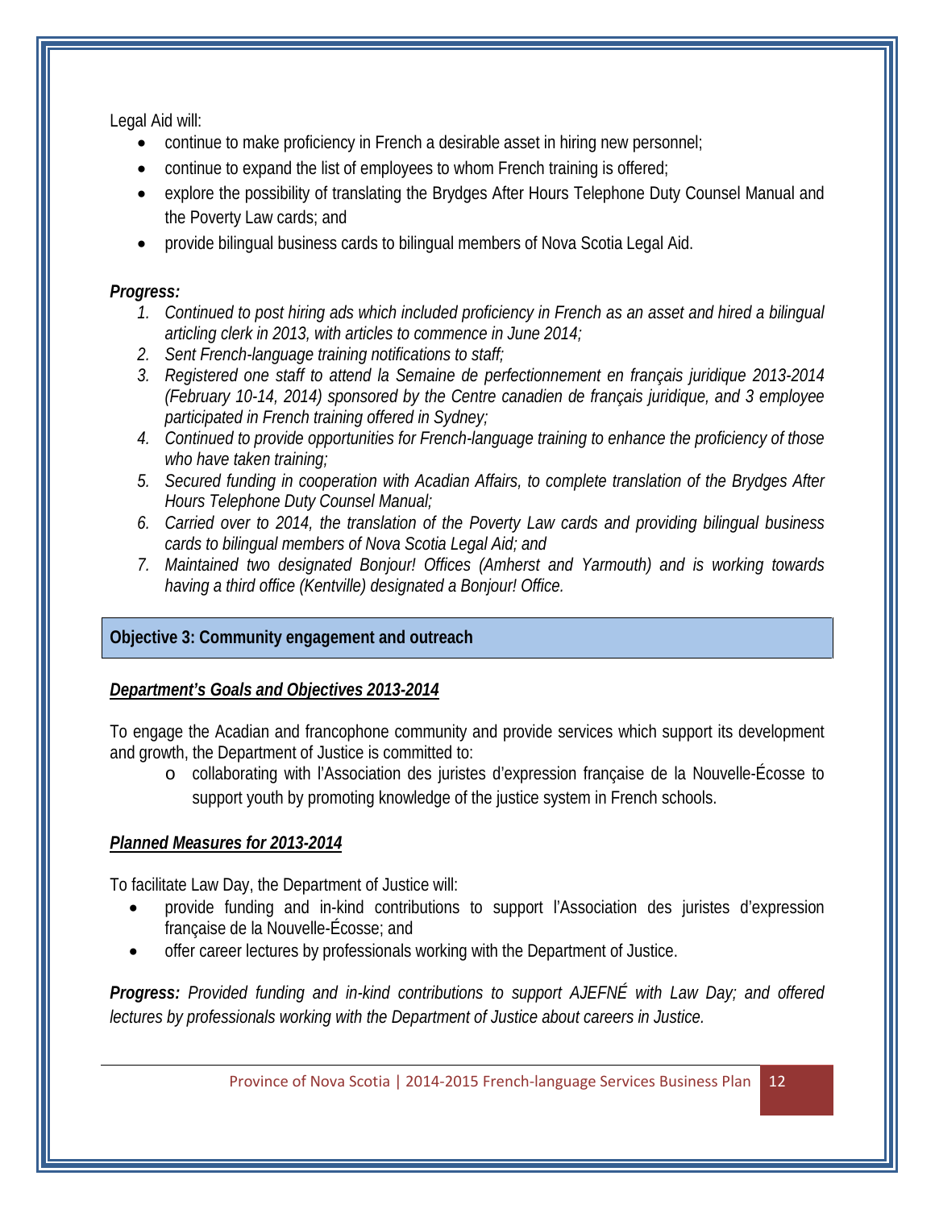Legal Aid will:

- continue to make proficiency in French a desirable asset in hiring new personnel;
- continue to expand the list of employees to whom French training is offered;
- explore the possibility of translating the Brydges After Hours Telephone Duty Counsel Manual and the Poverty Law cards; and
- provide bilingual business cards to bilingual members of Nova Scotia Legal Aid.

***Progress:***

1. *Continued to post hiring ads which included proficiency in French as an asset and hired a bilingual articling clerk in 2013, with articles to commence in June 2014;*
2. *Sent French-language training notifications to staff;*
3. *Registered one staff to attend la Semaine de perfectionnement en français juridique 2013-2014 (February 10-14, 2014) sponsored by the Centre canadien de français juridique, and 3 employee participated in French training offered in Sydney;*
4. *Continued to provide opportunities for French-language training to enhance the proficiency of those who have taken training;*
5. *Secured funding in cooperation with Acadian Affairs, to complete translation of the Brydges After Hours Telephone Duty Counsel Manual;*
6. *Carried over to 2014, the translation of the Poverty Law cards and providing bilingual business cards to bilingual members of Nova Scotia Legal Aid; and*
7. *Maintained two designated Bonjour! Offices (Amherst and Yarmouth) and is working towards having a third office (Kentville) designated a Bonjour! Office.*

## Objective 3: Community engagement and outreach

***Department's Goals and Objectives 2013-2014***

To engage the Acadian and francophone community and provide services which support its development and growth, the Department of Justice is committed to:

- collaborating with l'Association des juristes d'expression française de la Nouvelle-Écosse to support youth by promoting knowledge of the justice system in French schools.

***Planned Measures for 2013-2014***

To facilitate Law Day, the Department of Justice will:

- provide funding and in-kind contributions to support l'Association des juristes d'expression française de la Nouvelle-Écosse; and
- offer career lectures by professionals working with the Department of Justice.

***Progress:*** *Provided funding and in-kind contributions to support AJEFNÉ with Law Day; and offered lectures by professionals working with the Department of Justice about careers in Justice.*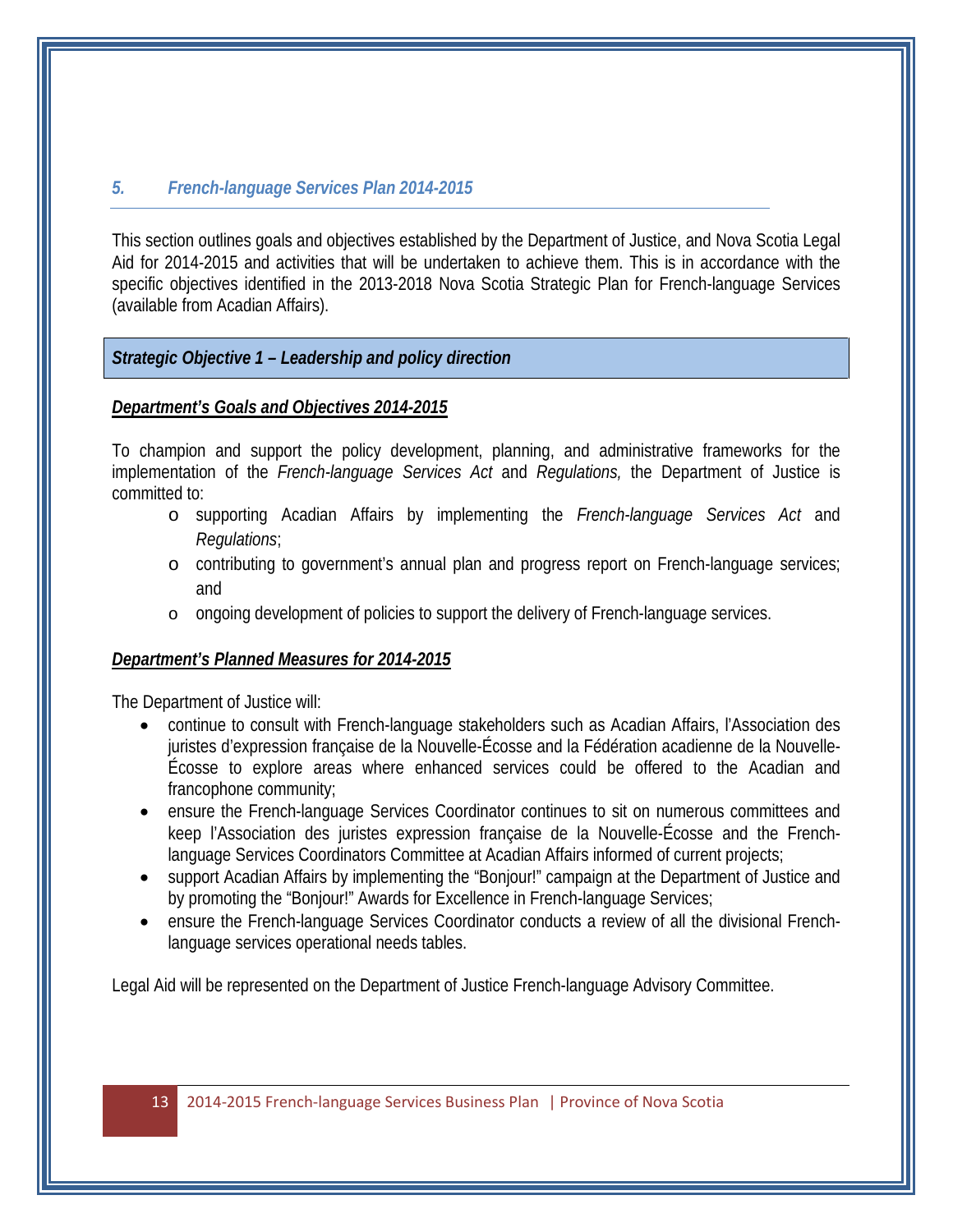## *5. French-language Services Plan 2014-2015*

This section outlines goals and objectives established by the Department of Justice, and Nova Scotia Legal Aid for 2014-2015 and activities that will be undertaken to achieve them. This is in accordance with the specific objectives identified in the 2013-2018 Nova Scotia Strategic Plan for French-language Services (available from Acadian Affairs).

### *Strategic Objective 1 – Leadership and policy direction*

***Department's Goals and Objectives 2014-2015***

To champion and support the policy development, planning, and administrative frameworks for the implementation of the *French-language Services Act* and *Regulations,* the Department of Justice is committed to:

- supporting Acadian Affairs by implementing the *French-language Services Act* and *Regulations*;
- contributing to government's annual plan and progress report on French-language services; and
- ongoing development of policies to support the delivery of French-language services.

***Department's Planned Measures for 2014-2015***

The Department of Justice will:

- continue to consult with French-language stakeholders such as Acadian Affairs, l'Association des juristes d'expression française de la Nouvelle-Écosse and la Fédération acadienne de la Nouvelle-Écosse to explore areas where enhanced services could be offered to the Acadian and francophone community;
- ensure the French-language Services Coordinator continues to sit on numerous committees and keep l'Association des juristes expression française de la Nouvelle-Écosse and the French-language Services Coordinators Committee at Acadian Affairs informed of current projects;
- support Acadian Affairs by implementing the "Bonjour!" campaign at the Department of Justice and by promoting the "Bonjour!" Awards for Excellence in French-language Services;
- ensure the French-language Services Coordinator conducts a review of all the divisional French-language services operational needs tables.

Legal Aid will be represented on the Department of Justice French-language Advisory Committee.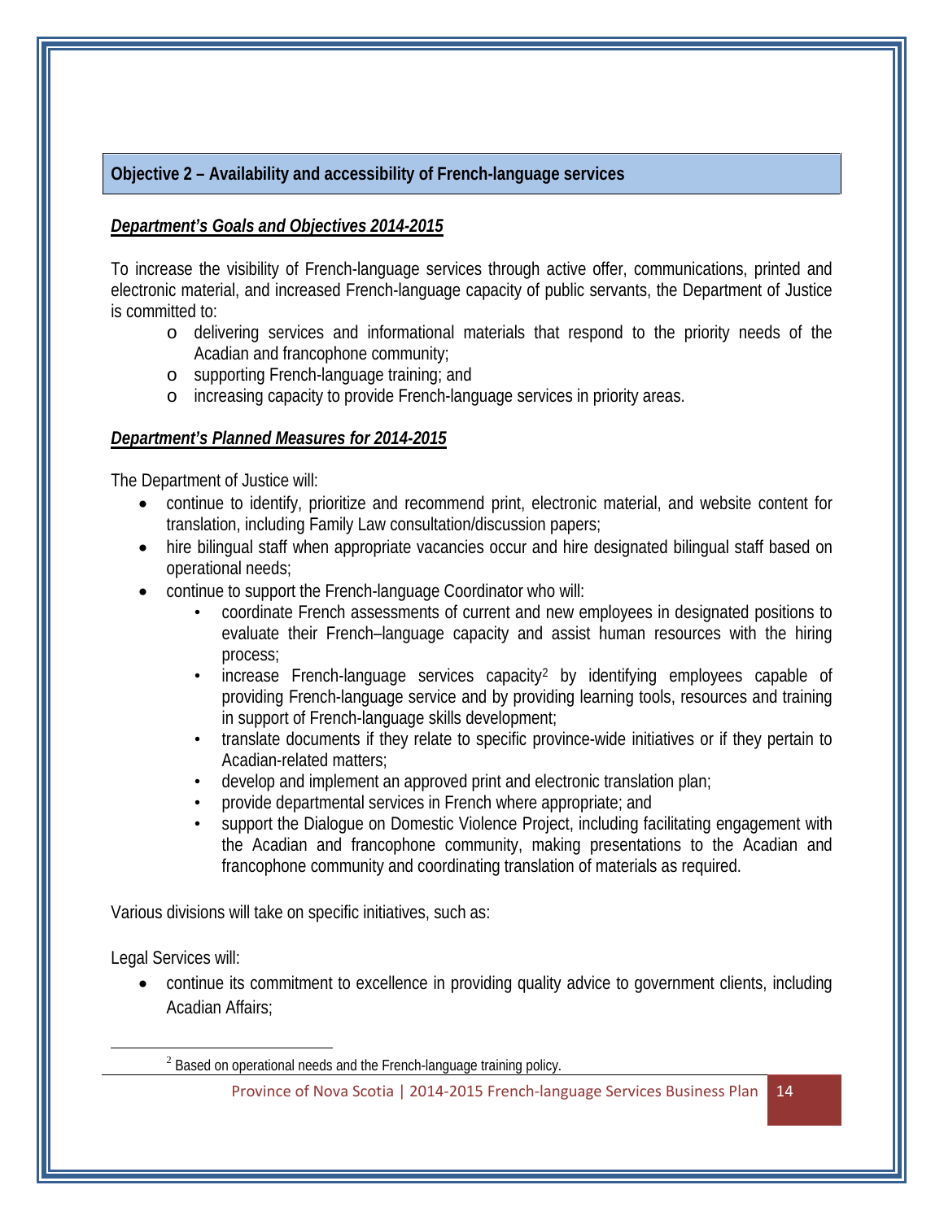## Objective 2 – Availability and accessibility of French-language services

***Department's Goals and Objectives 2014-2015***

To increase the visibility of French-language services through active offer, communications, printed and electronic material, and increased French-language capacity of public servants, the Department of Justice is committed to:

- delivering services and informational materials that respond to the priority needs of the Acadian and francophone community;
- supporting French-language training; and
- increasing capacity to provide French-language services in priority areas.

***Department's Planned Measures for 2014-2015***

The Department of Justice will:

- continue to identify, prioritize and recommend print, electronic material, and website content for translation, including Family Law consultation/discussion papers;
- hire bilingual staff when appropriate vacancies occur and hire designated bilingual staff based on operational needs;
- continue to support the French-language Coordinator who will:
  - coordinate French assessments of current and new employees in designated positions to evaluate their French–language capacity and assist human resources with the hiring process;
  - increase French-language services capacity[2] by identifying employees capable of providing French-language service and by providing learning tools, resources and training in support of French-language skills development;
  - translate documents if they relate to specific province-wide initiatives or if they pertain to Acadian-related matters;
  - develop and implement an approved print and electronic translation plan;
  - provide departmental services in French where appropriate; and
  - support the Dialogue on Domestic Violence Project, including facilitating engagement with the Acadian and francophone community, making presentations to the Acadian and francophone community and coordinating translation of materials as required.

Various divisions will take on specific initiatives, such as:

Legal Services will:

- continue its commitment to excellence in providing quality advice to government clients, including Acadian Affairs;

[2] Based on operational needs and the French-language training policy.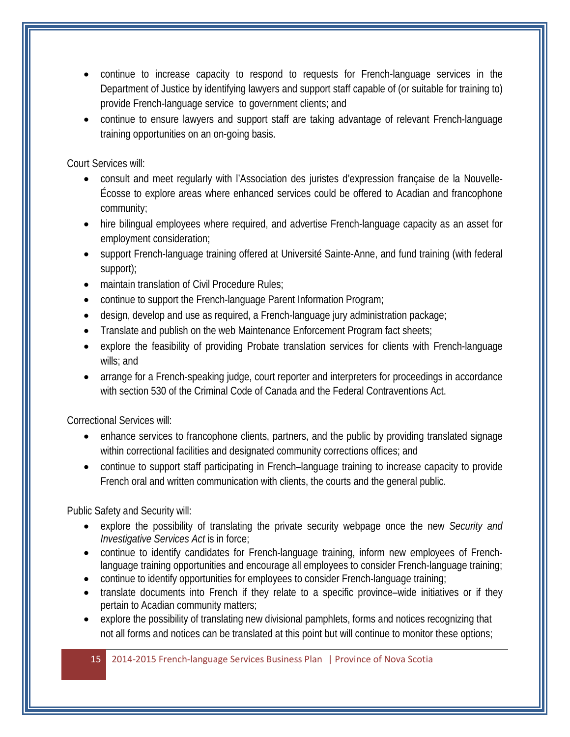- continue to increase capacity to respond to requests for French-language services in the Department of Justice by identifying lawyers and support staff capable of (or suitable for training to) provide French-language service to government clients; and
- continue to ensure lawyers and support staff are taking advantage of relevant French-language training opportunities on an on-going basis.

Court Services will:

- consult and meet regularly with l'Association des juristes d'expression française de la Nouvelle-Écosse to explore areas where enhanced services could be offered to Acadian and francophone community;
- hire bilingual employees where required, and advertise French-language capacity as an asset for employment consideration;
- support French-language training offered at Université Sainte-Anne, and fund training (with federal support);
- maintain translation of Civil Procedure Rules;
- continue to support the French-language Parent Information Program;
- design, develop and use as required, a French-language jury administration package;
- Translate and publish on the web Maintenance Enforcement Program fact sheets;
- explore the feasibility of providing Probate translation services for clients with French-language wills; and
- arrange for a French-speaking judge, court reporter and interpreters for proceedings in accordance with section 530 of the Criminal Code of Canada and the Federal Contraventions Act.

Correctional Services will:

- enhance services to francophone clients, partners, and the public by providing translated signage within correctional facilities and designated community corrections offices; and
- continue to support staff participating in French–language training to increase capacity to provide French oral and written communication with clients, the courts and the general public.

Public Safety and Security will:

- explore the possibility of translating the private security webpage once the new *Security and Investigative Services Act* is in force;
- continue to identify candidates for French-language training, inform new employees of French-language training opportunities and encourage all employees to consider French-language training;
- continue to identify opportunities for employees to consider French-language training;
- translate documents into French if they relate to a specific province–wide initiatives or if they pertain to Acadian community matters;
- explore the possibility of translating new divisional pamphlets, forms and notices recognizing that not all forms and notices can be translated at this point but will continue to monitor these options;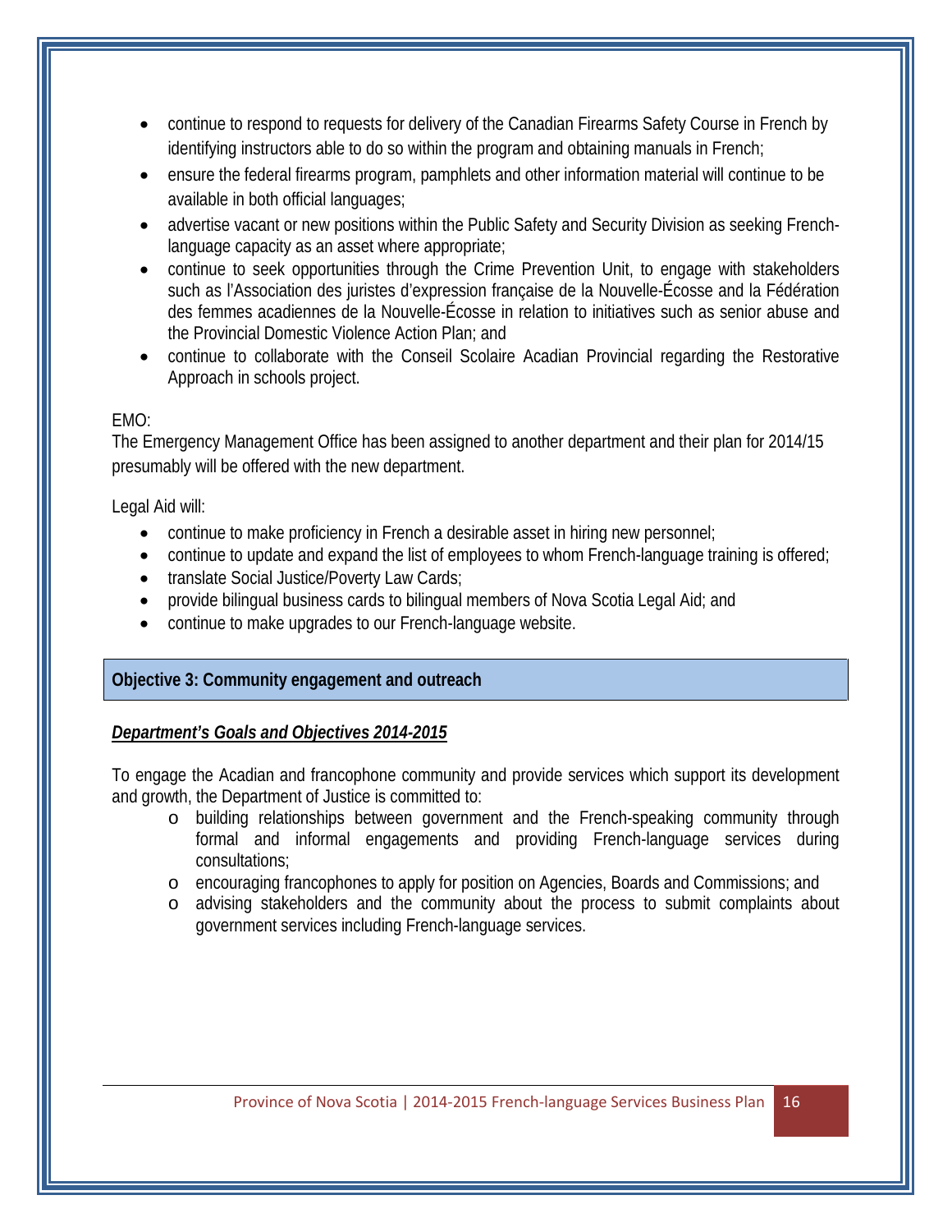- continue to respond to requests for delivery of the Canadian Firearms Safety Course in French by identifying instructors able to do so within the program and obtaining manuals in French;
- ensure the federal firearms program, pamphlets and other information material will continue to be available in both official languages;
- advertise vacant or new positions within the Public Safety and Security Division as seeking French-language capacity as an asset where appropriate;
- continue to seek opportunities through the Crime Prevention Unit, to engage with stakeholders such as l'Association des juristes d'expression française de la Nouvelle-Écosse and la Fédération des femmes acadiennes de la Nouvelle-Écosse in relation to initiatives such as senior abuse and the Provincial Domestic Violence Action Plan; and
- continue to collaborate with the Conseil Scolaire Acadian Provincial regarding the Restorative Approach in schools project.

EMO:
The Emergency Management Office has been assigned to another department and their plan for 2014/15 presumably will be offered with the new department.

Legal Aid will:

- continue to make proficiency in French a desirable asset in hiring new personnel;
- continue to update and expand the list of employees to whom French-language training is offered;
- translate Social Justice/Poverty Law Cards;
- provide bilingual business cards to bilingual members of Nova Scotia Legal Aid; and
- continue to make upgrades to our French-language website.

## Objective 3: Community engagement and outreach

***Department's Goals and Objectives 2014-2015***

To engage the Acadian and francophone community and provide services which support its development and growth, the Department of Justice is committed to:

- building relationships between government and the French-speaking community through formal and informal engagements and providing French-language services during consultations;
- encouraging francophones to apply for position on Agencies, Boards and Commissions; and
- advising stakeholders and the community about the process to submit complaints about government services including French-language services.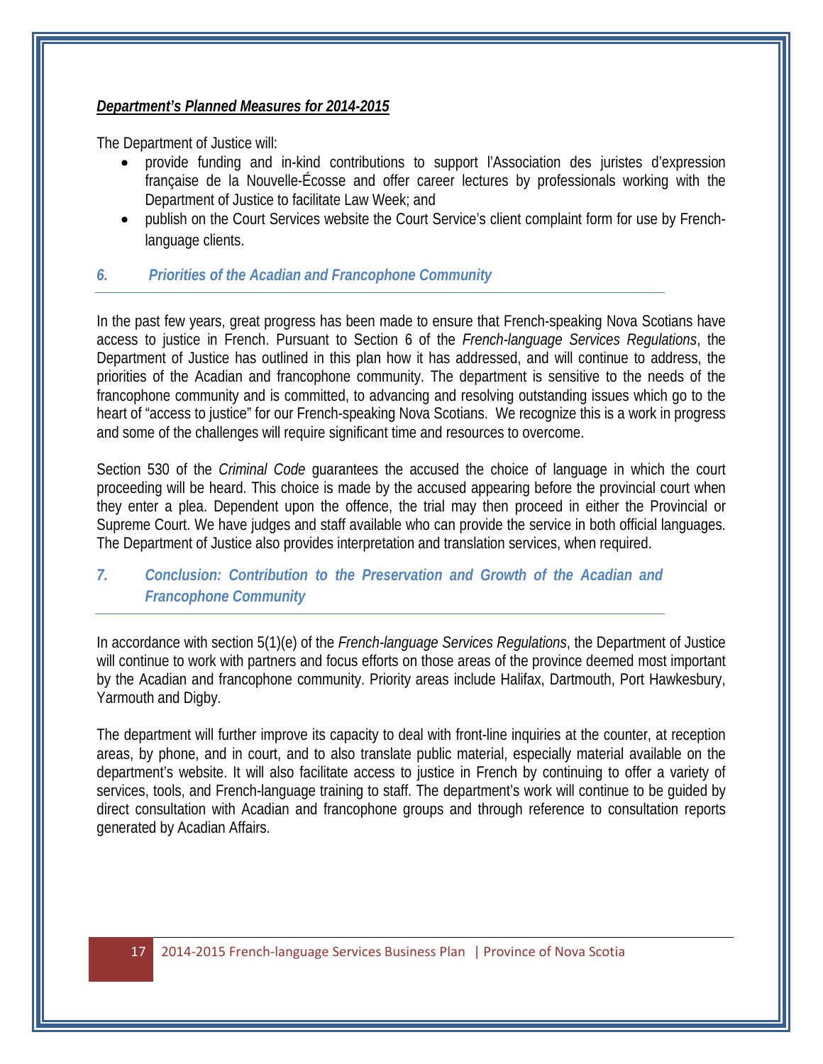***Department's Planned Measures for 2014-2015***

The Department of Justice will:

- provide funding and in-kind contributions to support l'Association des juristes d'expression française de la Nouvelle-Écosse and offer career lectures by professionals working with the Department of Justice to facilitate Law Week; and
- publish on the Court Services website the Court Service's client complaint form for use by French-language clients.

## *6. Priorities of the Acadian and Francophone Community*

In the past few years, great progress has been made to ensure that French-speaking Nova Scotians have access to justice in French. Pursuant to Section 6 of the *French-language Services Regulations*, the Department of Justice has outlined in this plan how it has addressed, and will continue to address, the priorities of the Acadian and francophone community. The department is sensitive to the needs of the francophone community and is committed, to advancing and resolving outstanding issues which go to the heart of "access to justice" for our French-speaking Nova Scotians. We recognize this is a work in progress and some of the challenges will require significant time and resources to overcome.

Section 530 of the *Criminal Code* guarantees the accused the choice of language in which the court proceeding will be heard. This choice is made by the accused appearing before the provincial court when they enter a plea. Dependent upon the offence, the trial may then proceed in either the Provincial or Supreme Court. We have judges and staff available who can provide the service in both official languages. The Department of Justice also provides interpretation and translation services, when required.

## *7. Conclusion: Contribution to the Preservation and Growth of the Acadian and Francophone Community*

In accordance with section 5(1)(e) of the *French-language Services Regulations*, the Department of Justice will continue to work with partners and focus efforts on those areas of the province deemed most important by the Acadian and francophone community. Priority areas include Halifax, Dartmouth, Port Hawkesbury, Yarmouth and Digby.

The department will further improve its capacity to deal with front-line inquiries at the counter, at reception areas, by phone, and in court, and to also translate public material, especially material available on the department's website. It will also facilitate access to justice in French by continuing to offer a variety of services, tools, and French-language training to staff. The department's work will continue to be guided by direct consultation with Acadian and francophone groups and through reference to consultation reports generated by Acadian Affairs.